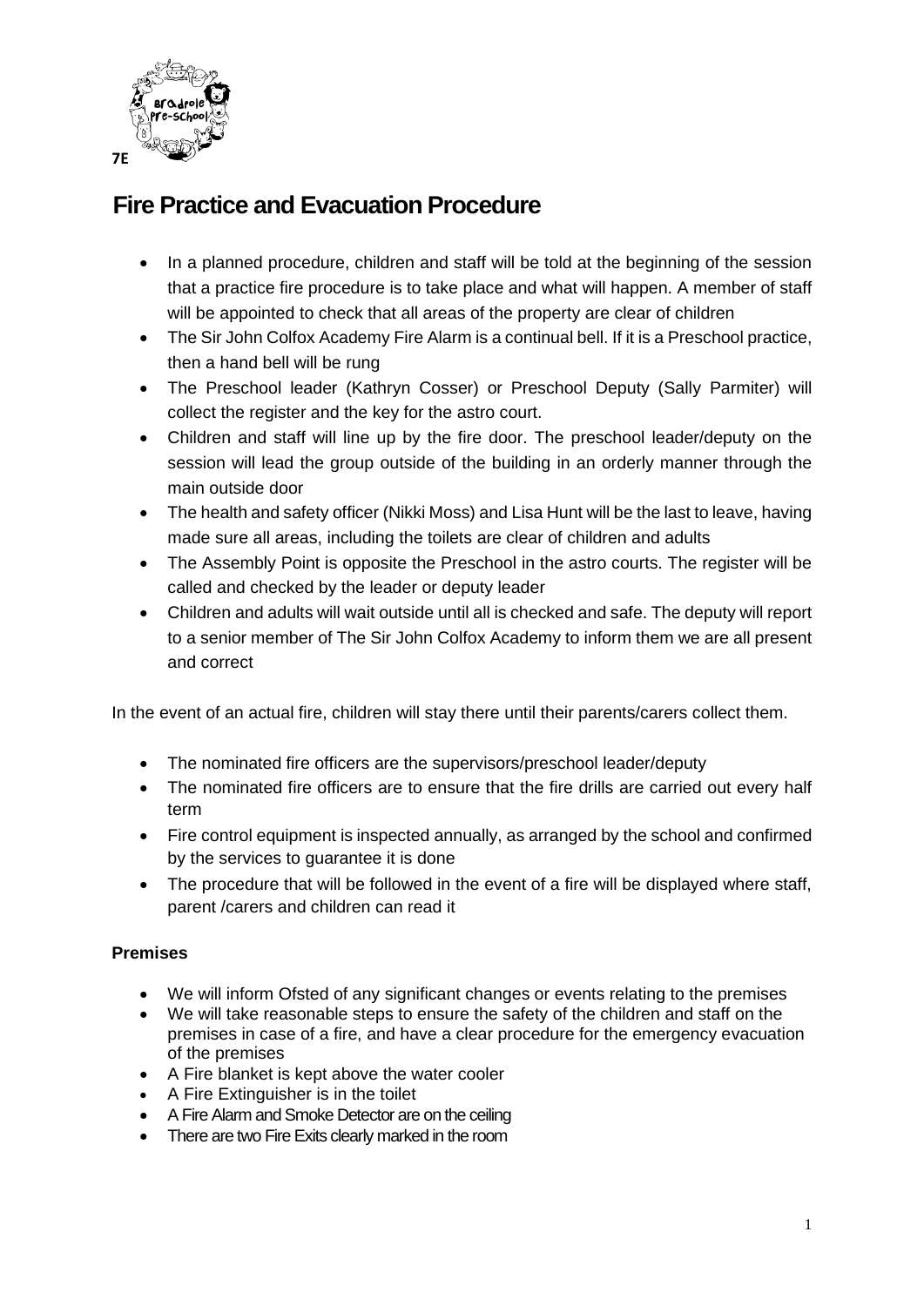7E

# Fire Practice and Evacuation Procedure

- In a planned procedure, children and staff will be told at the beginning of the session that a practice fire procedure is to take place and what will happen. A member of staff will be appointed to check that all areas of the property are clear of children
- The Sir John Colfox Academy Fire Alarm is a continual bell. If it is a Preschool practice, then a hand bell will be rung
- The Preschool leader (Kathryn Cosser) or Preschool Deputy (Sally Parmiter) will collect the register and the key for the astro court.
- Children and staff will line up by the fire door. The preschool leader/deputy on the session will lead the group outside of the building in an orderly manner through the main outside door
- The health and safety officer (Nikki Moss) and Lisa Hunt will be the last to leave, having made sure all areas, including the toilets are clear of children and adults
- The Assembly Point is opposite the Preschool in the astro courts. The register will be called and checked by the leader or deputy leader
- Children and adults will wait outside until all is checked and safe. The deputy will report to a senior member of The Sir John Colfox Academy to inform them we are all present and correct

In the event of an actual fire, children will stay there until their parents/carers collect them.

- The nominated fire officers are the supervisors/preschool leader/deputy
- The nominated fire officers are to ensure that the fire drills are carried out every half term
- Fire control equipment is inspected annually, as arranged by the school and confirmed by the services to guarantee it is done
- The procedure that will be followed in the event of a fire will be displayed where staff, parent /carers and children can read it

**Premises**

- We will inform Ofsted of any significant changes or events relating to the premises
- We will take reasonable steps to ensure the safety of the children and staff on the premises in case of a fire, and have a clear procedure for the emergency evacuation of the premises
- A Fire blanket is kept above the water cooler
- A Fire Extinguisher is in the toilet
- A Fire Alarm and Smoke Detector are on the ceiling
- There are two Fire Exits clearly marked in the room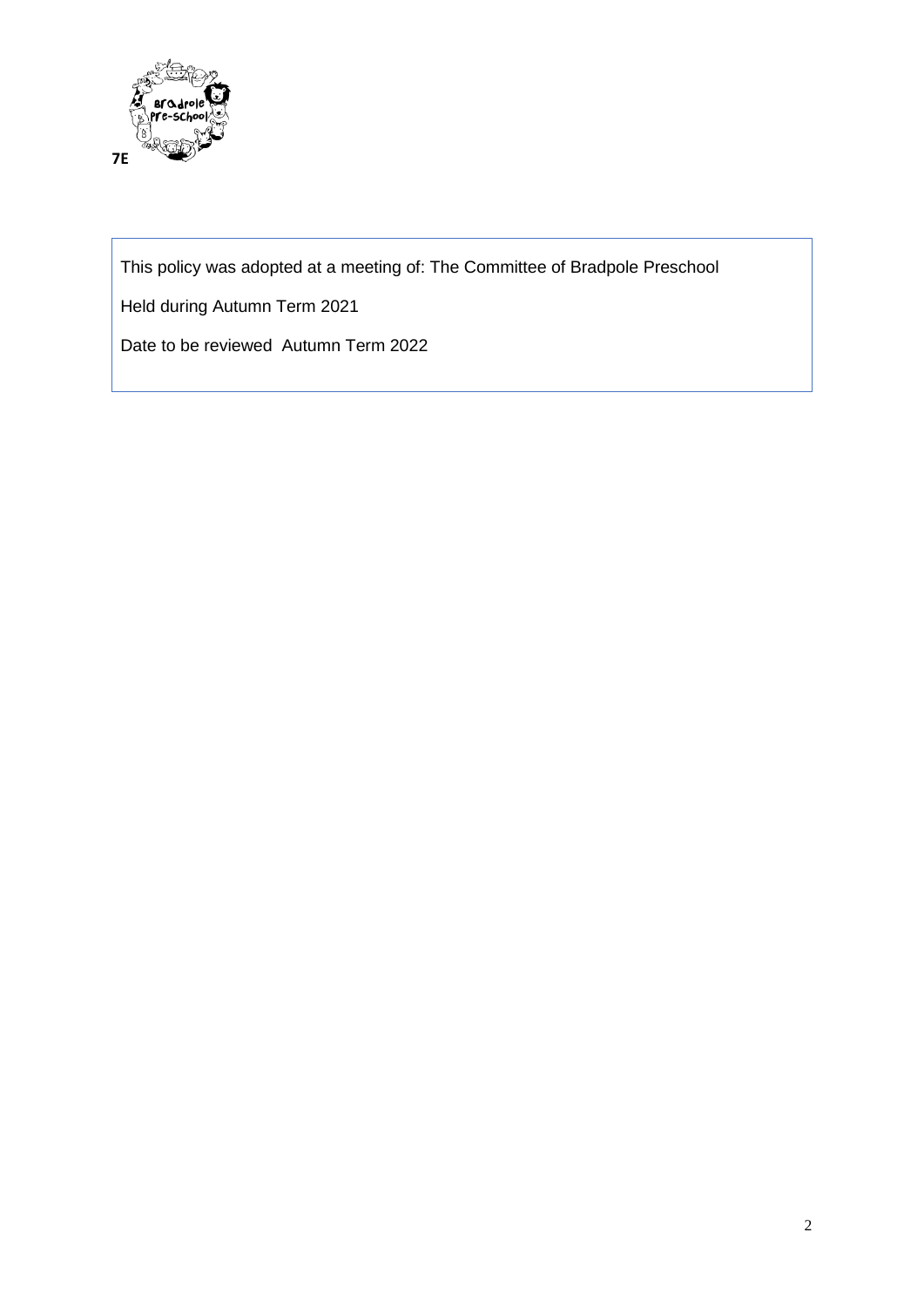7E

This policy was adopted at a meeting of: The Committee of Bradpole Preschool

Held during Autumn Term 2021

Date to be reviewed Autumn Term 2022